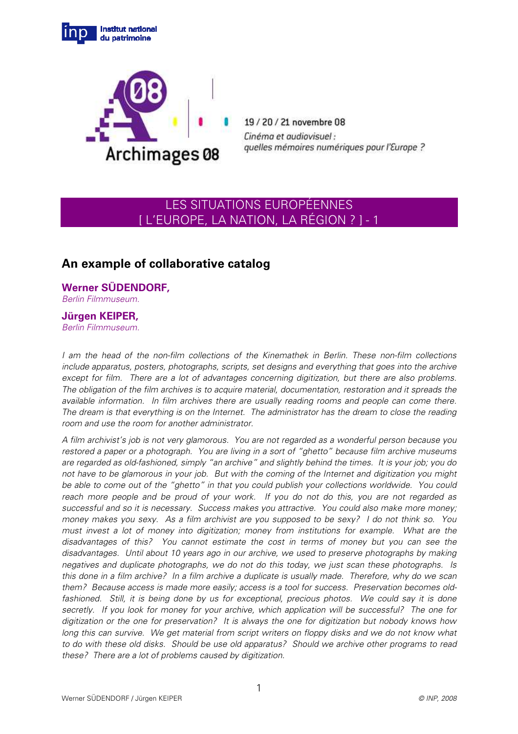Institut national du patrimoine

Archimages 08

19 / 20 / 21 novembre 08

*Cinéma et audiovisuel : quelles mémoires numériques pour l'Europe ?*

## LES SITUATIONS EUROPÉENNES [ L'EUROPE, LA NATION, LA RÉGION ? ] - 1

# An example of collaborative catalog

**Werner SÜDENDORF,**
*Berlin Filmmuseum.*

**Jürgen KEIPER,**
*Berlin Filmmuseum.*

*I am the head of the non-film collections of the Kinemathek in Berlin. These non-film collections include apparatus, posters, photographs, scripts, set designs and everything that goes into the archive except for film. There are a lot of advantages concerning digitization, but there are also problems. The obligation of the film archives is to acquire material, documentation, restoration and it spreads the available information. In film archives there are usually reading rooms and people can come there. The dream is that everything is on the Internet. The administrator has the dream to close the reading room and use the room for another administrator.*

*A film archivist's job is not very glamorous. You are not regarded as a wonderful person because you restored a paper or a photograph. You are living in a sort of "ghetto" because film archive museums are regarded as old-fashioned, simply "an archive" and slightly behind the times. It is your job; you do not have to be glamorous in your job. But with the coming of the Internet and digitization you might be able to come out of the "ghetto" in that you could publish your collections worldwide. You could reach more people and be proud of your work. If you do not do this, you are not regarded as successful and so it is necessary. Success makes you attractive. You could also make more money; money makes you sexy. As a film archivist are you supposed to be sexy? I do not think so. You must invest a lot of money into digitization; money from institutions for example. What are the disadvantages of this? You cannot estimate the cost in terms of money but you can see the disadvantages. Until about 10 years ago in our archive, we used to preserve photographs by making negatives and duplicate photographs, we do not do this today, we just scan these photographs. Is this done in a film archive? In a film archive a duplicate is usually made. Therefore, why do we scan them? Because access is made more easily; access is a tool for success. Preservation becomes old-fashioned. Still, it is being done by us for exceptional, precious photos. We could say it is done secretly. If you look for money for your archive, which application will be successful? The one for digitization or the one for preservation? It is always the one for digitization but nobody knows how long this can survive. We get material from script writers on floppy disks and we do not know what to do with these old disks. Should be use old apparatus? Should we archive other programs to read these? There are a lot of problems caused by digitization.*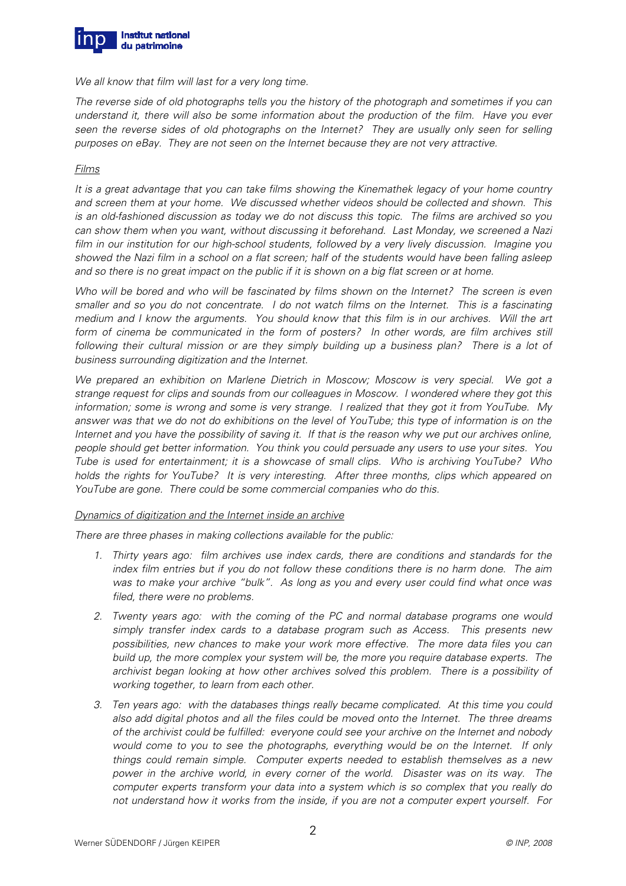*We all know that film will last for a very long time.*

*The reverse side of old photographs tells you the history of the photograph and sometimes if you can understand it, there will also be some information about the production of the film. Have you ever seen the reverse sides of old photographs on the Internet? They are usually only seen for selling purposes on eBay. They are not seen on the Internet because they are not very attractive.*

*Films*

*It is a great advantage that you can take films showing the Kinemathek legacy of your home country and screen them at your home. We discussed whether videos should be collected and shown. This is an old-fashioned discussion as today we do not discuss this topic. The films are archived so you can show them when you want, without discussing it beforehand. Last Monday, we screened a Nazi film in our institution for our high-school students, followed by a very lively discussion. Imagine you showed the Nazi film in a school on a flat screen; half of the students would have been falling asleep and so there is no great impact on the public if it is shown on a big flat screen or at home.*

*Who will be bored and who will be fascinated by films shown on the Internet? The screen is even smaller and so you do not concentrate. I do not watch films on the Internet. This is a fascinating medium and I know the arguments. You should know that this film is in our archives. Will the art form of cinema be communicated in the form of posters? In other words, are film archives still following their cultural mission or are they simply building up a business plan? There is a lot of business surrounding digitization and the Internet.*

*We prepared an exhibition on Marlene Dietrich in Moscow; Moscow is very special. We got a strange request for clips and sounds from our colleagues in Moscow. I wondered where they got this information; some is wrong and some is very strange. I realized that they got it from YouTube. My answer was that we do not do exhibitions on the level of YouTube; this type of information is on the Internet and you have the possibility of saving it. If that is the reason why we put our archives online, people should get better information. You think you could persuade any users to use your sites. You Tube is used for entertainment; it is a showcase of small clips. Who is archiving YouTube? Who holds the rights for YouTube? It is very interesting. After three months, clips which appeared on YouTube are gone. There could be some commercial companies who do this.*

*Dynamics of digitization and the Internet inside an archive*

*There are three phases in making collections available for the public:*

1. *Thirty years ago: film archives use index cards, there are conditions and standards for the index film entries but if you do not follow these conditions there is no harm done. The aim was to make your archive "bulk". As long as you and every user could find what once was filed, there were no problems.*
2. *Twenty years ago: with the coming of the PC and normal database programs one would simply transfer index cards to a database program such as Access. This presents new possibilities, new chances to make your work more effective. The more data files you can build up, the more complex your system will be, the more you require database experts. The archivist began looking at how other archives solved this problem. There is a possibility of working together, to learn from each other.*
3. *Ten years ago: with the databases things really became complicated. At this time you could also add digital photos and all the files could be moved onto the Internet. The three dreams of the archivist could be fulfilled: everyone could see your archive on the Internet and nobody would come to you to see the photographs, everything would be on the Internet. If only things could remain simple. Computer experts needed to establish themselves as a new power in the archive world, in every corner of the world. Disaster was on its way. The computer experts transform your data into a system which is so complex that you really do not understand how it works from the inside, if you are not a computer expert yourself. For*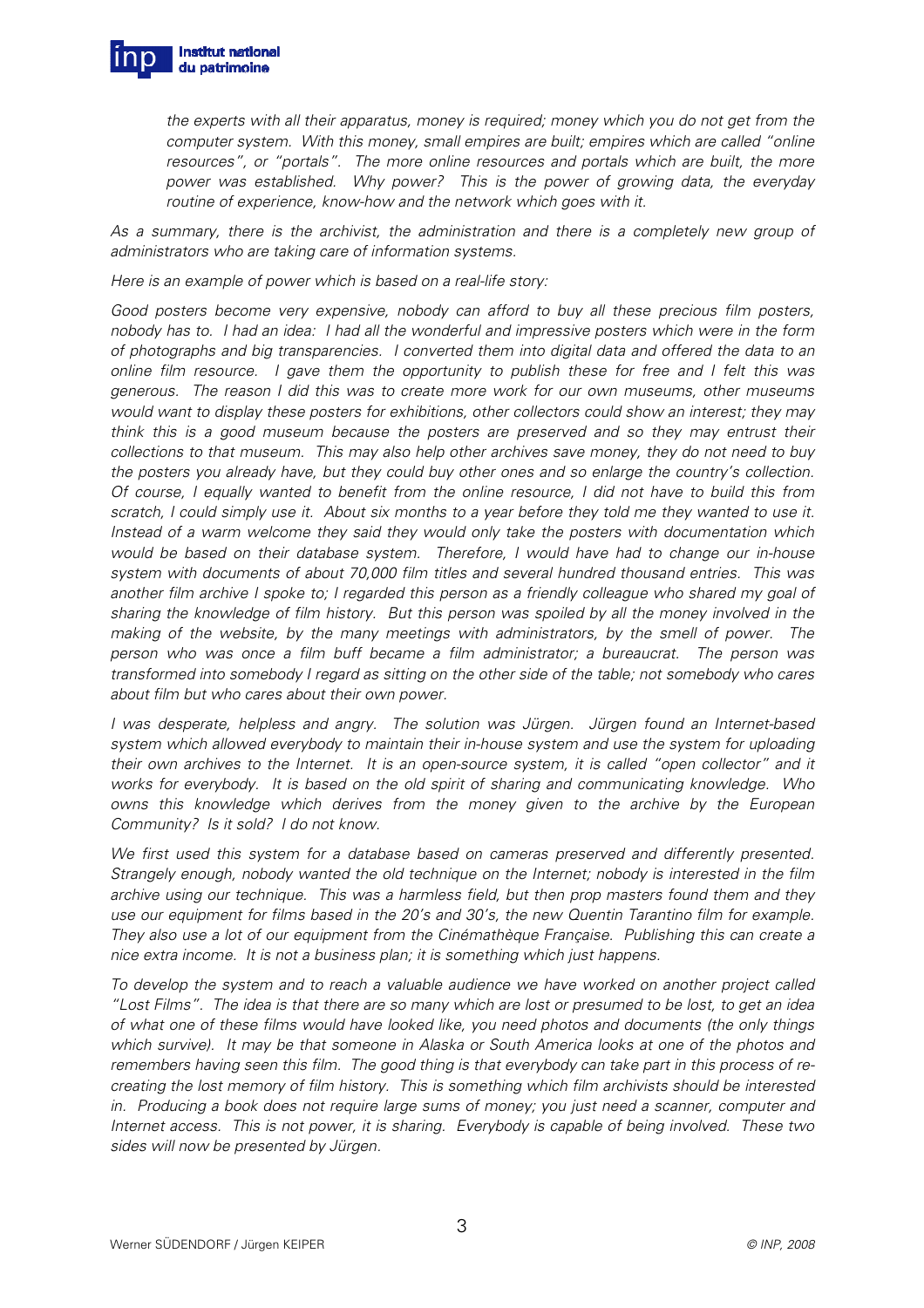*the experts with all their apparatus, money is required; money which you do not get from the computer system. With this money, small empires are built; empires which are called "online resources", or "portals". The more online resources and portals which are built, the more power was established. Why power? This is the power of growing data, the everyday routine of experience, know-how and the network which goes with it.*

*As a summary, there is the archivist, the administration and there is a completely new group of administrators who are taking care of information systems.*

*Here is an example of power which is based on a real-life story:*

*Good posters become very expensive, nobody can afford to buy all these precious film posters, nobody has to. I had an idea: I had all the wonderful and impressive posters which were in the form of photographs and big transparencies. I converted them into digital data and offered the data to an online film resource. I gave them the opportunity to publish these for free and I felt this was generous. The reason I did this was to create more work for our own museums, other museums would want to display these posters for exhibitions, other collectors could show an interest; they may think this is a good museum because the posters are preserved and so they may entrust their collections to that museum. This may also help other archives save money, they do not need to buy the posters you already have, but they could buy other ones and so enlarge the country's collection. Of course, I equally wanted to benefit from the online resource, I did not have to build this from scratch, I could simply use it. About six months to a year before they told me they wanted to use it. Instead of a warm welcome they said they would only take the posters with documentation which would be based on their database system. Therefore, I would have had to change our in-house system with documents of about 70,000 film titles and several hundred thousand entries. This was another film archive I spoke to; I regarded this person as a friendly colleague who shared my goal of sharing the knowledge of film history. But this person was spoiled by all the money involved in the making of the website, by the many meetings with administrators, by the smell of power. The person who was once a film buff became a film administrator; a bureaucrat. The person was transformed into somebody I regard as sitting on the other side of the table; not somebody who cares about film but who cares about their own power.*

*I was desperate, helpless and angry. The solution was Jürgen. Jürgen found an Internet-based system which allowed everybody to maintain their in-house system and use the system for uploading their own archives to the Internet. It is an open-source system, it is called "open collector" and it works for everybody. It is based on the old spirit of sharing and communicating knowledge. Who owns this knowledge which derives from the money given to the archive by the European Community? Is it sold? I do not know.*

*We first used this system for a database based on cameras preserved and differently presented. Strangely enough, nobody wanted the old technique on the Internet; nobody is interested in the film archive using our technique. This was a harmless field, but then prop masters found them and they use our equipment for films based in the 20's and 30's, the new Quentin Tarantino film for example. They also use a lot of our equipment from the Cinémathèque Française. Publishing this can create a nice extra income. It is not a business plan; it is something which just happens.*

*To develop the system and to reach a valuable audience we have worked on another project called "Lost Films". The idea is that there are so many which are lost or presumed to be lost, to get an idea of what one of these films would have looked like, you need photos and documents (the only things which survive). It may be that someone in Alaska or South America looks at one of the photos and remembers having seen this film. The good thing is that everybody can take part in this process of re-creating the lost memory of film history. This is something which film archivists should be interested in. Producing a book does not require large sums of money; you just need a scanner, computer and Internet access. This is not power, it is sharing. Everybody is capable of being involved. These two sides will now be presented by Jürgen.*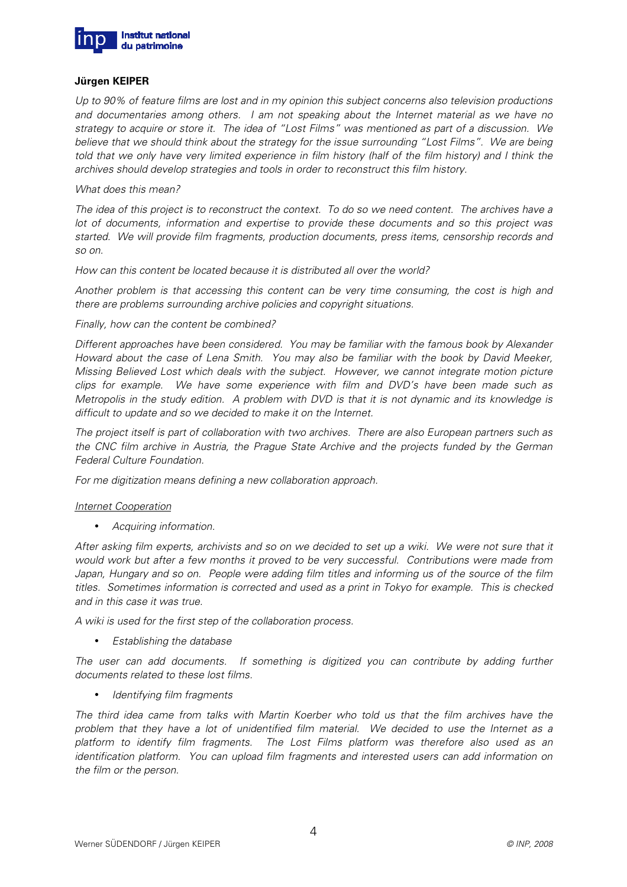**Jürgen KEIPER**

*Up to 90% of feature films are lost and in my opinion this subject concerns also television productions and documentaries among others. I am not speaking about the Internet material as we have no strategy to acquire or store it. The idea of "Lost Films" was mentioned as part of a discussion. We believe that we should think about the strategy for the issue surrounding "Lost Films". We are being told that we only have very limited experience in film history (half of the film history) and I think the archives should develop strategies and tools in order to reconstruct this film history.*

*What does this mean?*

*The idea of this project is to reconstruct the context. To do so we need content. The archives have a lot of documents, information and expertise to provide these documents and so this project was started. We will provide film fragments, production documents, press items, censorship records and so on.*

*How can this content be located because it is distributed all over the world?*

*Another problem is that accessing this content can be very time consuming, the cost is high and there are problems surrounding archive policies and copyright situations.*

*Finally, how can the content be combined?*

*Different approaches have been considered. You may be familiar with the famous book by Alexander Howard about the case of Lena Smith. You may also be familiar with the book by David Meeker, Missing Believed Lost which deals with the subject. However, we cannot integrate motion picture clips for example. We have some experience with film and DVD's have been made such as Metropolis in the study edition. A problem with DVD is that it is not dynamic and its knowledge is difficult to update and so we decided to make it on the Internet.*

*The project itself is part of collaboration with two archives. There are also European partners such as the CNC film archive in Austria, the Prague State Archive and the projects funded by the German Federal Culture Foundation.*

*For me digitization means defining a new collaboration approach.*

<u>*Internet Cooperation*</u>

- *Acquiring information.*

*After asking film experts, archivists and so on we decided to set up a wiki. We were not sure that it would work but after a few months it proved to be very successful. Contributions were made from Japan, Hungary and so on. People were adding film titles and informing us of the source of the film titles. Sometimes information is corrected and used as a print in Tokyo for example. This is checked and in this case it was true.*

*A wiki is used for the first step of the collaboration process.*

- *Establishing the database*

*The user can add documents. If something is digitized you can contribute by adding further documents related to these lost films.*

- *Identifying film fragments*

*The third idea came from talks with Martin Koerber who told us that the film archives have the problem that they have a lot of unidentified film material. We decided to use the Internet as a platform to identify film fragments. The Lost Films platform was therefore also used as an identification platform. You can upload film fragments and interested users can add information on the film or the person.*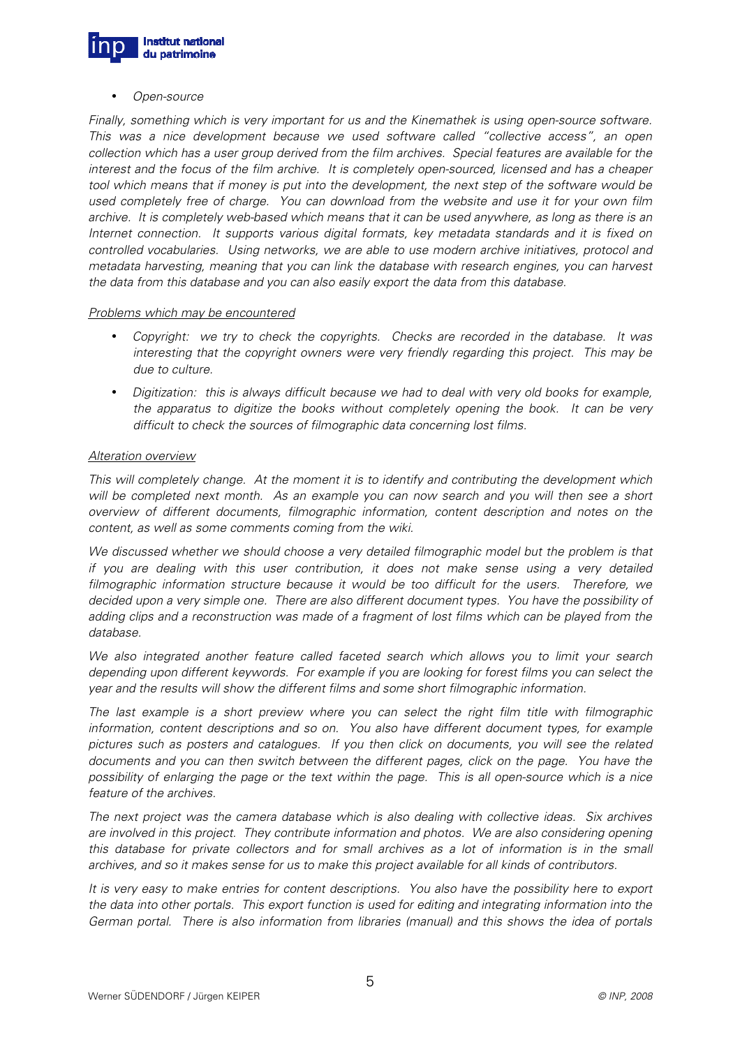- *Open-source*

*Finally, something which is very important for us and the Kinemathek is using open-source software. This was a nice development because we used software called "collective access", an open collection which has a user group derived from the film archives. Special features are available for the interest and the focus of the film archive. It is completely open-sourced, licensed and has a cheaper tool which means that if money is put into the development, the next step of the software would be used completely free of charge. You can download from the website and use it for your own film archive. It is completely web-based which means that it can be used anywhere, as long as there is an Internet connection. It supports various digital formats, key metadata standards and it is fixed on controlled vocabularies. Using networks, we are able to use modern archive initiatives, protocol and metadata harvesting, meaning that you can link the database with research engines, you can harvest the data from this database and you can also easily export the data from this database.*

<u>*Problems which may be encountered*</u>

- *Copyright: we try to check the copyrights. Checks are recorded in the database. It was interesting that the copyright owners were very friendly regarding this project. This may be due to culture.*
- *Digitization: this is always difficult because we had to deal with very old books for example, the apparatus to digitize the books without completely opening the book. It can be very difficult to check the sources of filmographic data concerning lost films.*

<u>*Alteration overview*</u>

*This will completely change. At the moment it is to identify and contributing the development which will be completed next month. As an example you can now search and you will then see a short overview of different documents, filmographic information, content description and notes on the content, as well as some comments coming from the wiki.*

*We discussed whether we should choose a very detailed filmographic model but the problem is that if you are dealing with this user contribution, it does not make sense using a very detailed filmographic information structure because it would be too difficult for the users. Therefore, we decided upon a very simple one. There are also different document types. You have the possibility of adding clips and a reconstruction was made of a fragment of lost films which can be played from the database.*

*We also integrated another feature called faceted search which allows you to limit your search depending upon different keywords. For example if you are looking for forest films you can select the year and the results will show the different films and some short filmographic information.*

*The last example is a short preview where you can select the right film title with filmographic information, content descriptions and so on. You also have different document types, for example pictures such as posters and catalogues. If you then click on documents, you will see the related documents and you can then switch between the different pages, click on the page. You have the possibility of enlarging the page or the text within the page. This is all open-source which is a nice feature of the archives.*

*The next project was the camera database which is also dealing with collective ideas. Six archives are involved in this project. They contribute information and photos. We are also considering opening this database for private collectors and for small archives as a lot of information is in the small archives, and so it makes sense for us to make this project available for all kinds of contributors.*

*It is very easy to make entries for content descriptions. You also have the possibility here to export the data into other portals. This export function is used for editing and integrating information into the German portal. There is also information from libraries (manual) and this shows the idea of portals*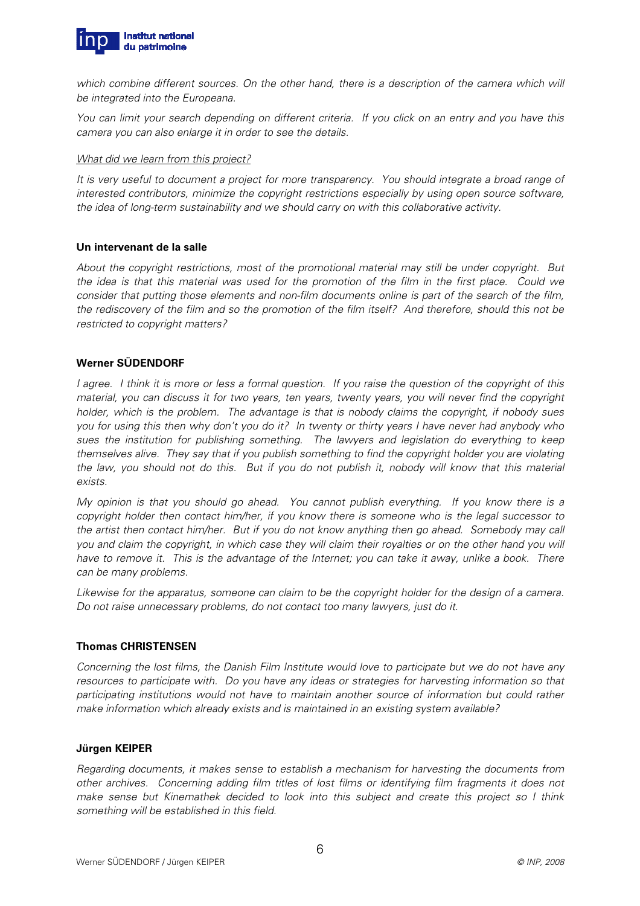*which combine different sources. On the other hand, there is a description of the camera which will be integrated into the Europeana.*

*You can limit your search depending on different criteria. If you click on an entry and you have this camera you can also enlarge it in order to see the details.*

*What did we learn from this project?*

*It is very useful to document a project for more transparency. You should integrate a broad range of interested contributors, minimize the copyright restrictions especially by using open source software, the idea of long-term sustainability and we should carry on with this collaborative activity.*

**Un intervenant de la salle**

*About the copyright restrictions, most of the promotional material may still be under copyright. But the idea is that this material was used for the promotion of the film in the first place. Could we consider that putting those elements and non-film documents online is part of the search of the film, the rediscovery of the film and so the promotion of the film itself? And therefore, should this not be restricted to copyright matters?*

**Werner SÜDENDORF**

*I agree. I think it is more or less a formal question. If you raise the question of the copyright of this material, you can discuss it for two years, ten years, twenty years, you will never find the copyright holder, which is the problem. The advantage is that is nobody claims the copyright, if nobody sues you for using this then why don't you do it? In twenty or thirty years I have never had anybody who sues the institution for publishing something. The lawyers and legislation do everything to keep themselves alive. They say that if you publish something to find the copyright holder you are violating the law, you should not do this. But if you do not publish it, nobody will know that this material exists.*

*My opinion is that you should go ahead. You cannot publish everything. If you know there is a copyright holder then contact him/her, if you know there is someone who is the legal successor to the artist then contact him/her. But if you do not know anything then go ahead. Somebody may call you and claim the copyright, in which case they will claim their royalties or on the other hand you will have to remove it. This is the advantage of the Internet; you can take it away, unlike a book. There can be many problems.*

*Likewise for the apparatus, someone can claim to be the copyright holder for the design of a camera. Do not raise unnecessary problems, do not contact too many lawyers, just do it.*

**Thomas CHRISTENSEN**

*Concerning the lost films, the Danish Film Institute would love to participate but we do not have any resources to participate with. Do you have any ideas or strategies for harvesting information so that participating institutions would not have to maintain another source of information but could rather make information which already exists and is maintained in an existing system available?*

**Jürgen KEIPER**

*Regarding documents, it makes sense to establish a mechanism for harvesting the documents from other archives. Concerning adding film titles of lost films or identifying film fragments it does not make sense but Kinemathek decided to look into this subject and create this project so I think something will be established in this field.*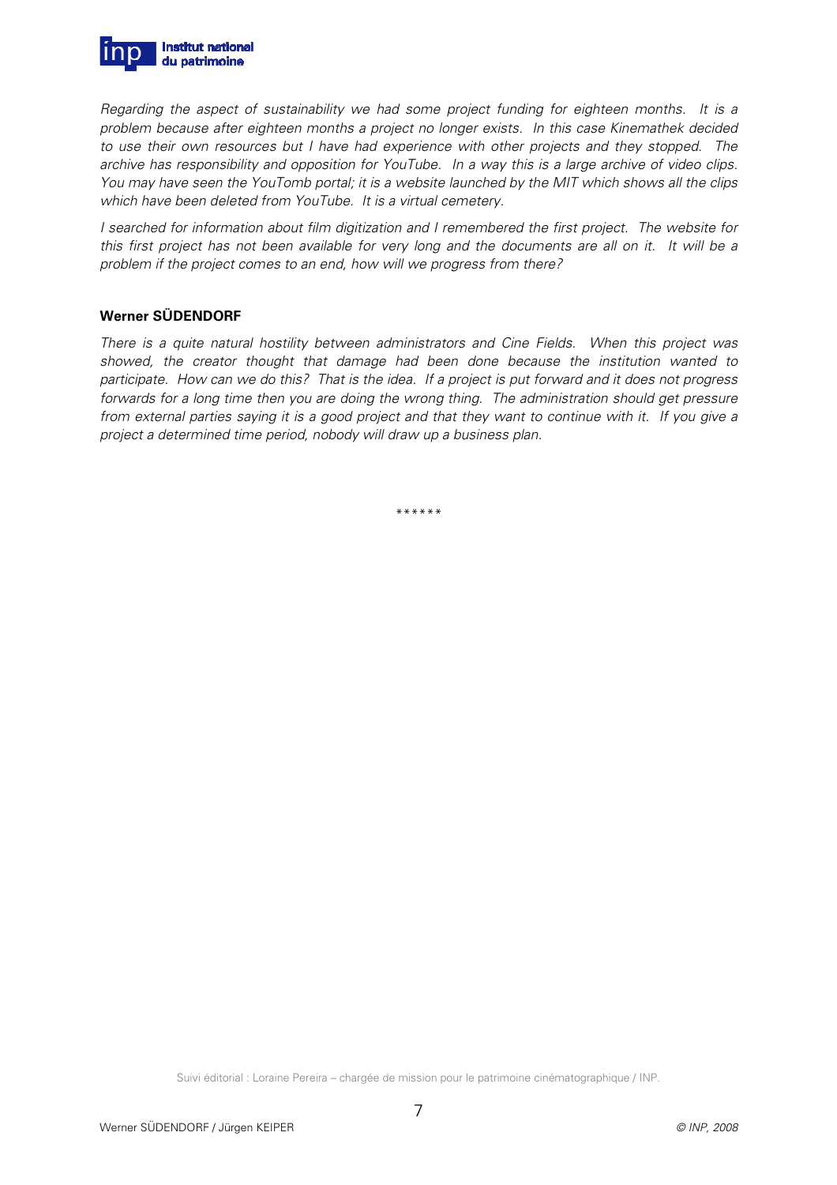*Regarding the aspect of sustainability we had some project funding for eighteen months. It is a problem because after eighteen months a project no longer exists. In this case Kinemathek decided to use their own resources but I have had experience with other projects and they stopped. The archive has responsibility and opposition for YouTube. In a way this is a large archive of video clips. You may have seen the YouTomb portal; it is a website launched by the MIT which shows all the clips which have been deleted from YouTube. It is a virtual cemetery.*

*I searched for information about film digitization and I remembered the first project. The website for this first project has not been available for very long and the documents are all on it. It will be a problem if the project comes to an end, how will we progress from there?*

**Werner SÜDENDORF**

*There is a quite natural hostility between administrators and Cine Fields. When this project was showed, the creator thought that damage had been done because the institution wanted to participate. How can we do this? That is the idea. If a project is put forward and it does not progress forwards for a long time then you are doing the wrong thing. The administration should get pressure from external parties saying it is a good project and that they want to continue with it. If you give a project a determined time period, nobody will draw up a business plan.*

\*\*\*\*\*\*

Suivi éditorial : Loraine Pereira – chargée de mission pour le patrimoine cinématographique / INP.